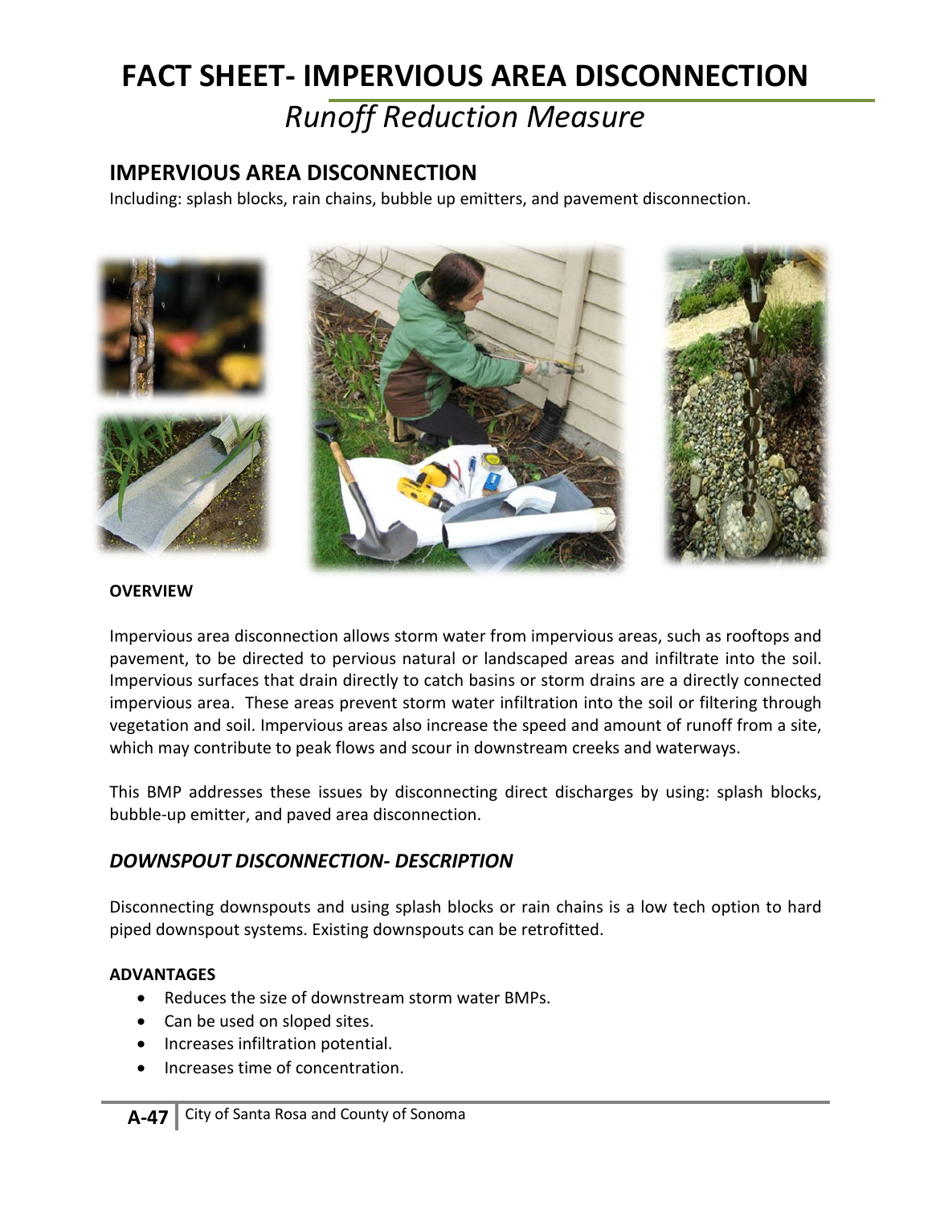# FACT SHEET- IMPERVIOUS AREA DISCONNECTION

## *Runoff Reduction Measure*

## IMPERVIOUS AREA DISCONNECTION

Including: splash blocks, rain chains, bubble up emitters, and pavement disconnection.

**OVERVIEW**

Impervious area disconnection allows storm water from impervious areas, such as rooftops and pavement, to be directed to pervious natural or landscaped areas and infiltrate into the soil. Impervious surfaces that drain directly to catch basins or storm drains are a directly connected impervious area. These areas prevent storm water infiltration into the soil or filtering through vegetation and soil. Impervious areas also increase the speed and amount of runoff from a site, which may contribute to peak flows and scour in downstream creeks and waterways.

This BMP addresses these issues by disconnecting direct discharges by using: splash blocks, bubble-up emitter, and paved area disconnection.

### *DOWNSPOUT DISCONNECTION- DESCRIPTION*

Disconnecting downspouts and using splash blocks or rain chains is a low tech option to hard piped downspout systems. Existing downspouts can be retrofitted.

**ADVANTAGES**

- Reduces the size of downstream storm water BMPs.
- Can be used on sloped sites.
- Increases infiltration potential.
- Increases time of concentration.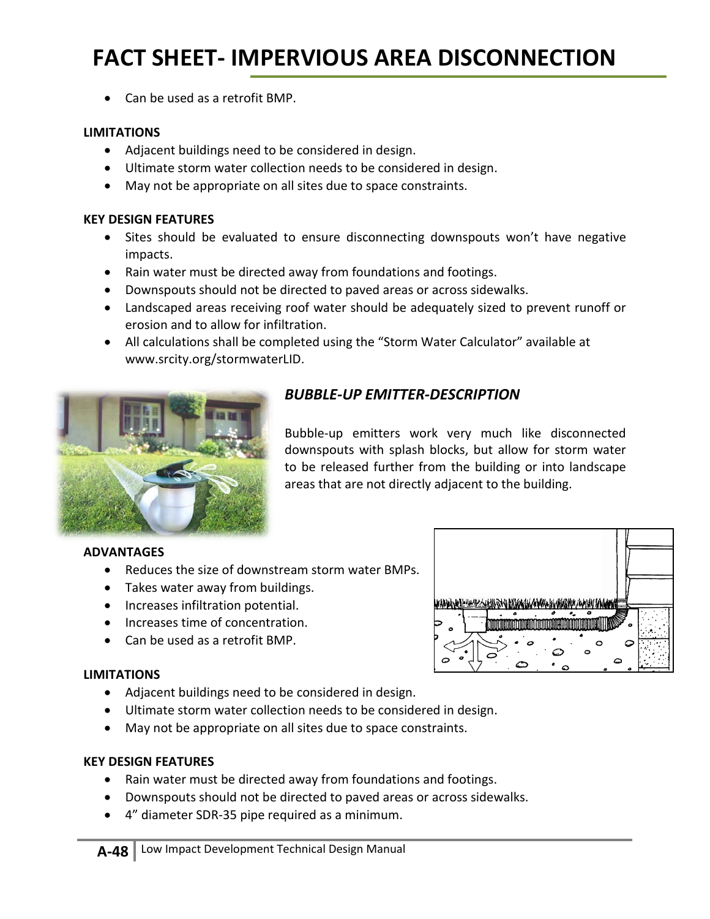# FACT SHEET- IMPERVIOUS AREA DISCONNECTION

- Can be used as a retrofit BMP.

**LIMITATIONS**

- Adjacent buildings need to be considered in design.
- Ultimate storm water collection needs to be considered in design.
- May not be appropriate on all sites due to space constraints.

**KEY DESIGN FEATURES**

- Sites should be evaluated to ensure disconnecting downspouts won't have negative impacts.
- Rain water must be directed away from foundations and footings.
- Downspouts should not be directed to paved areas or across sidewalks.
- Landscaped areas receiving roof water should be adequately sized to prevent runoff or erosion and to allow for infiltration.
- All calculations shall be completed using the "Storm Water Calculator" available at www.srcity.org/stormwaterLID.

## *BUBBLE-UP EMITTER-DESCRIPTION*

Bubble-up emitters work very much like disconnected downspouts with splash blocks, but allow for storm water to be released further from the building or into landscape areas that are not directly adjacent to the building.

**ADVANTAGES**

- Reduces the size of downstream storm water BMPs.
- Takes water away from buildings.
- Increases infiltration potential.
- Increases time of concentration.
- Can be used as a retrofit BMP.

**LIMITATIONS**

- Adjacent buildings need to be considered in design.
- Ultimate storm water collection needs to be considered in design.
- May not be appropriate on all sites due to space constraints.

**KEY DESIGN FEATURES**

- Rain water must be directed away from foundations and footings.
- Downspouts should not be directed to paved areas or across sidewalks.
- 4" diameter SDR-35 pipe required as a minimum.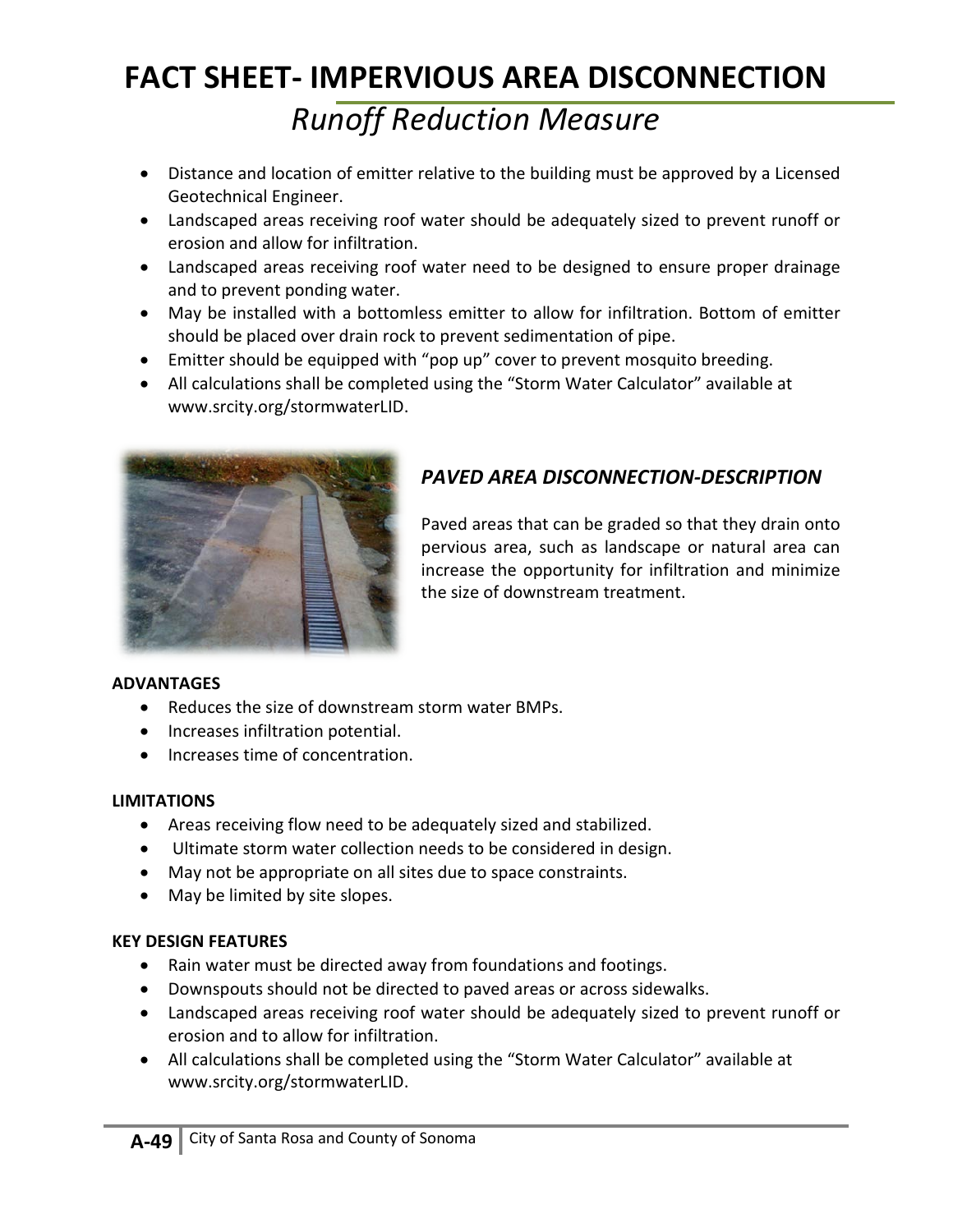# FACT SHEET- IMPERVIOUS AREA DISCONNECTION

## *Runoff Reduction Measure*

- Distance and location of emitter relative to the building must be approved by a Licensed Geotechnical Engineer.
- Landscaped areas receiving roof water should be adequately sized to prevent runoff or erosion and allow for infiltration.
- Landscaped areas receiving roof water need to be designed to ensure proper drainage and to prevent ponding water.
- May be installed with a bottomless emitter to allow for infiltration. Bottom of emitter should be placed over drain rock to prevent sedimentation of pipe.
- Emitter should be equipped with "pop up" cover to prevent mosquito breeding.
- All calculations shall be completed using the "Storm Water Calculator" available at www.srcity.org/stormwaterLID.

### *PAVED AREA DISCONNECTION-DESCRIPTION*

Paved areas that can be graded so that they drain onto pervious area, such as landscape or natural area can increase the opportunity for infiltration and minimize the size of downstream treatment.

**ADVANTAGES**

- Reduces the size of downstream storm water BMPs.
- Increases infiltration potential.
- Increases time of concentration.

**LIMITATIONS**

- Areas receiving flow need to be adequately sized and stabilized.
- Ultimate storm water collection needs to be considered in design.
- May not be appropriate on all sites due to space constraints.
- May be limited by site slopes.

**KEY DESIGN FEATURES**

- Rain water must be directed away from foundations and footings.
- Downspouts should not be directed to paved areas or across sidewalks.
- Landscaped areas receiving roof water should be adequately sized to prevent runoff or erosion and to allow for infiltration.
- All calculations shall be completed using the "Storm Water Calculator" available at www.srcity.org/stormwaterLID.